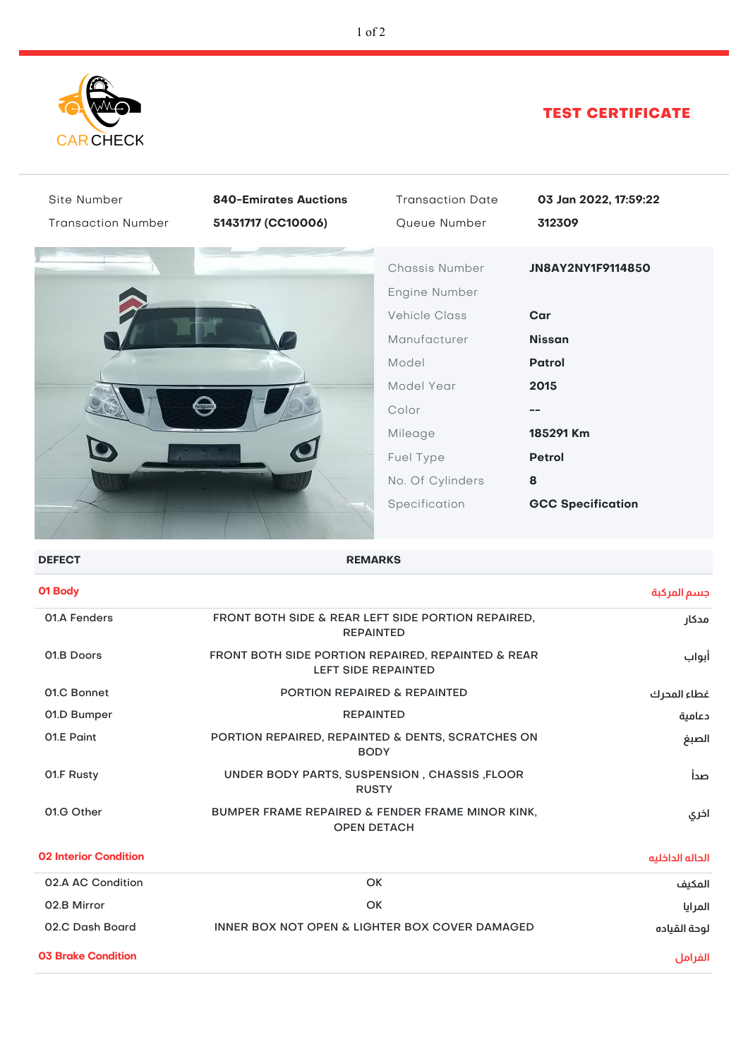CAR CHECK

## TEST CERTIFICATE

| Site Number | 840-Emirates Auctions | Transaction Date | 03 Jan 2022, 17:59:22 |
|---|---|---|---|
| Transaction Number | 51431717 (CC10006) | Queue Number | 312309 |

| | |
|---|---|
| Chassis Number | JN8AY2NY1F9114850 |
| Engine Number | |
| Vehicle Class | Car |
| Manufacturer | Nissan |
| Model | Patrol |
| Model Year | 2015 |
| Color | -- |
| Mileage | 185291 Km |
| Fuel Type | Petrol |
| No. Of Cylinders | 8 |
| Specification | GCC Specification |

| DEFECT | REMARKS | |
|---|---|---|
| **01 Body** | | جسم المركبة |
| 01.A Fenders | FRONT BOTH SIDE & REAR LEFT SIDE PORTION REPAIRED, REPAINTED | مدكار |
| 01.B Doors | FRONT BOTH SIDE PORTION REPAIRED, REPAINTED & REAR LEFT SIDE REPAINTED | أبواب |
| 01.C Bonnet | PORTION REPAIRED & REPAINTED | غطاء المحرك |
| 01.D Bumper | REPAINTED | دعامية |
| 01.E Paint | PORTION REPAIRED, REPAINTED & DENTS, SCRATCHES ON BODY | الصبغ |
| 01.F Rusty | UNDER BODY PARTS, SUSPENSION , CHASSIS ,FLOOR RUSTY | صدأ |
| 01.G Other | BUMPER FRAME REPAIRED & FENDER FRAME MINOR KINK, OPEN DETACH | اخري |
| **02 Interior Condition** | | الحالة الداخليه |
| 02.A AC Condition | OK | المكيف |
| 02.B Mirror | OK | المرايا |
| 02.C Dash Board | INNER BOX NOT OPEN & LIGHTER BOX COVER DAMAGED | لوحة القياده |
| **03 Brake Condition** | | الفرامل |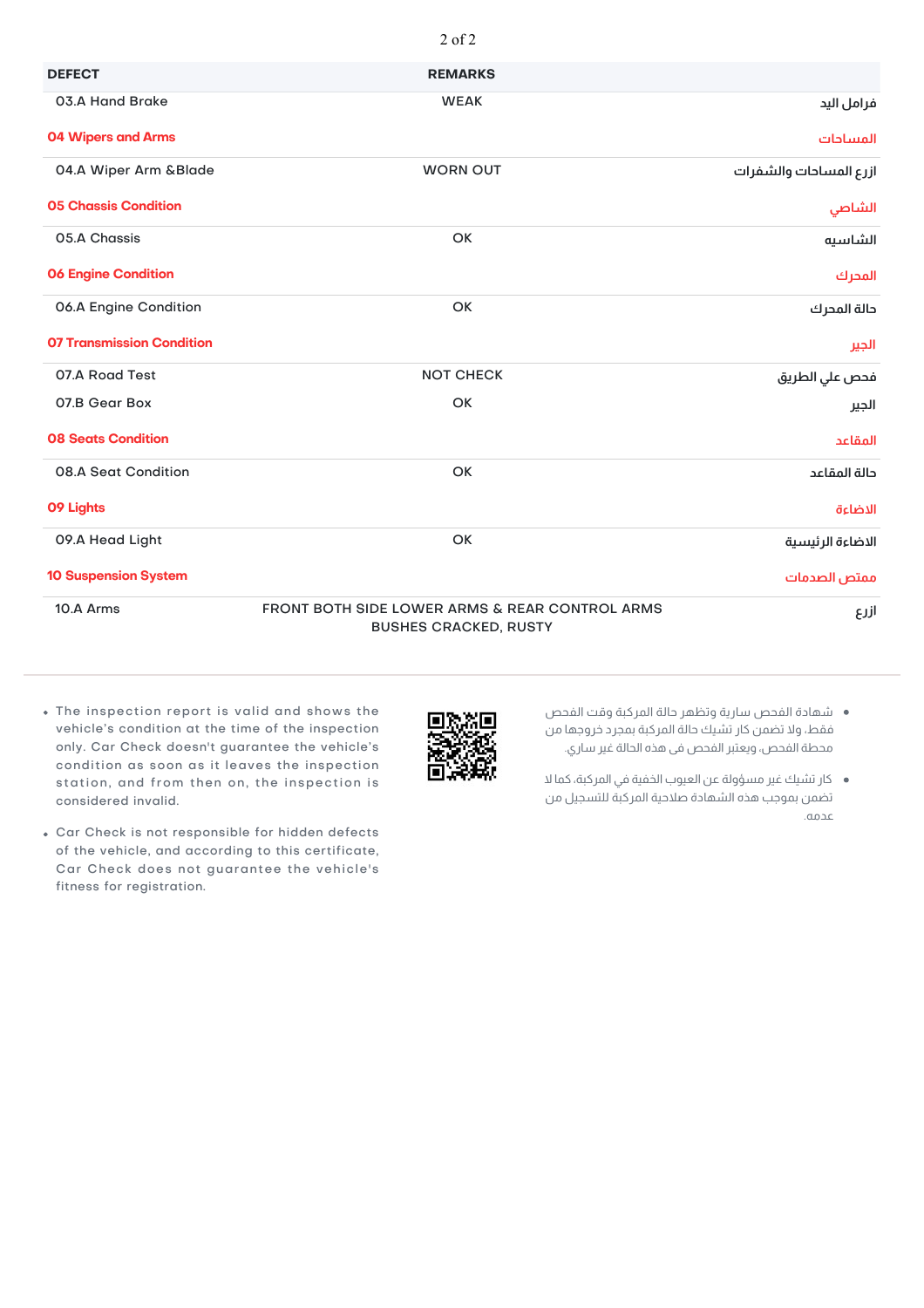| DEFECT | REMARKS | |
|---|---|---|
| 03.A Hand Brake | WEAK | فرامل اليد |
| **04 Wipers and Arms** | | **المساحات** |
| 04.A Wiper Arm &Blade | WORN OUT | ازرع المساحات والشفرات |
| **05 Chassis Condition** | | **الشاصي** |
| 05.A Chassis | OK | الشاسيه |
| **06 Engine Condition** | | **المحرك** |
| 06.A Engine Condition | OK | حالة المحرك |
| **07 Transmission Condition** | | **الجير** |
| 07.A Road Test | NOT CHECK | فحص علي الطريق |
| 07.B Gear Box | OK | الجير |
| **08 Seats Condition** | | **المقاعد** |
| 08.A Seat Condition | OK | حالة المقاعد |
| **09 Lights** | | **الاضاءة** |
| 09.A Head Light | OK | الاضاءة الرئيسية |
| **10 Suspension System** | | **ممتص الصدمات** |
| 10.A Arms | FRONT BOTH SIDE LOWER ARMS & REAR CONTROL ARMS BUSHES CRACKED, RUSTY | ازرع |

- The inspection report is valid and shows the vehicle's condition at the time of the inspection only. Car Check doesn't guarantee the vehicle's condition as soon as it leaves the inspection station, and from then on, the inspection is considered invalid.
- Car Check is not responsible for hidden defects of the vehicle, and according to this certificate, Car Check does not guarantee the vehicle's fitness for registration.

- شهادة الفحص سارية وتظهر حالة المركبة وقت الفحص فقط، ولا تضمن كار تشيك حالة المركبة بمجرد خروجها من محطة الفحص، ويعتبر الفحص فى هذه الحالة غير ساري.
- كار تشيك غير مسؤولة عن العيوب الخفية في المركبة، كما لا تضمن بموجب هذه الشهادة صلاحية المركبة للتسجيل من عدمه.